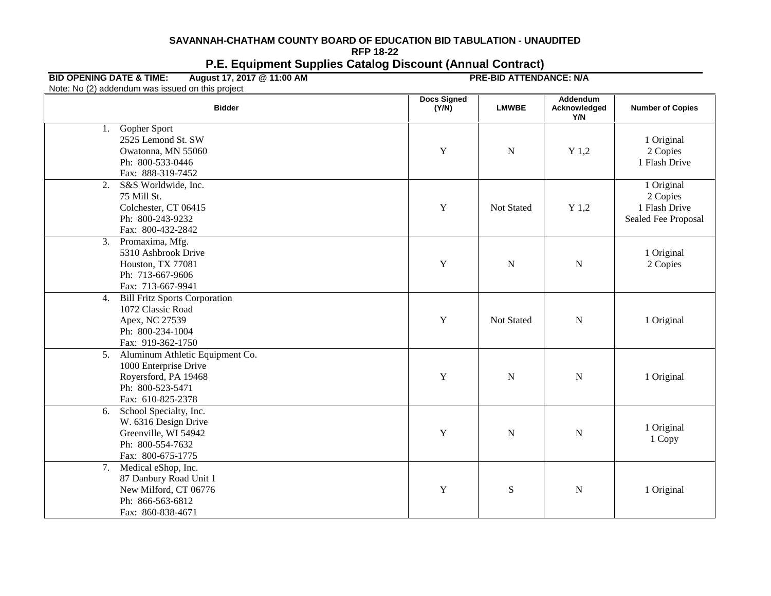**SAVANNAH-CHATHAM COUNTY BOARD OF EDUCATION BID TABULATION - UNAUDITED**

**RFP 18-22**

## P.E. Equipment Supplies Catalog Discount (Annual Contract)

**BID OPENING DATE & TIME:** **August 17, 2017 @ 11:00 AM** **PRE-BID ATTENDANCE: N/A**

Note: No (2) addendum was issued on this project

| Bidder | Docs Signed (Y/N) | LMWBE | Addendum Acknowledged Y/N | Number of Copies |
|---|---|---|---|---|
| 1. Gopher Sport<br>2525 Lemond St. SW<br>Owatonna, MN 55060<br>Ph: 800-533-0446<br>Fax: 888-319-7452 | Y | N | Y 1,2 | 1 Original<br>2 Copies<br>1 Flash Drive |
| 2. S&S Worldwide, Inc.<br>75 Mill St.<br>Colchester, CT 06415<br>Ph: 800-243-9232<br>Fax: 800-432-2842 | Y | Not Stated | Y 1,2 | 1 Original<br>2 Copies<br>1 Flash Drive<br>Sealed Fee Proposal |
| 3. Promaxima, Mfg.<br>5310 Ashbrook Drive<br>Houston, TX 77081<br>Ph: 713-667-9606<br>Fax: 713-667-9941 | Y | N | N | 1 Original<br>2 Copies |
| 4. Bill Fritz Sports Corporation<br>1072 Classic Road<br>Apex, NC 27539<br>Ph: 800-234-1004<br>Fax: 919-362-1750 | Y | Not Stated | N | 1 Original |
| 5. Aluminum Athletic Equipment Co.<br>1000 Enterprise Drive<br>Royersford, PA 19468<br>Ph: 800-523-5471<br>Fax: 610-825-2378 | Y | N | N | 1 Original |
| 6. School Specialty, Inc.<br>W. 6316 Design Drive<br>Greenville, WI 54942<br>Ph: 800-554-7632<br>Fax: 800-675-1775 | Y | N | N | 1 Original<br>1 Copy |
| 7. Medical eShop, Inc.<br>87 Danbury Road Unit 1<br>New Milford, CT 06776<br>Ph: 866-563-6812<br>Fax: 860-838-4671 | Y | S | N | 1 Original |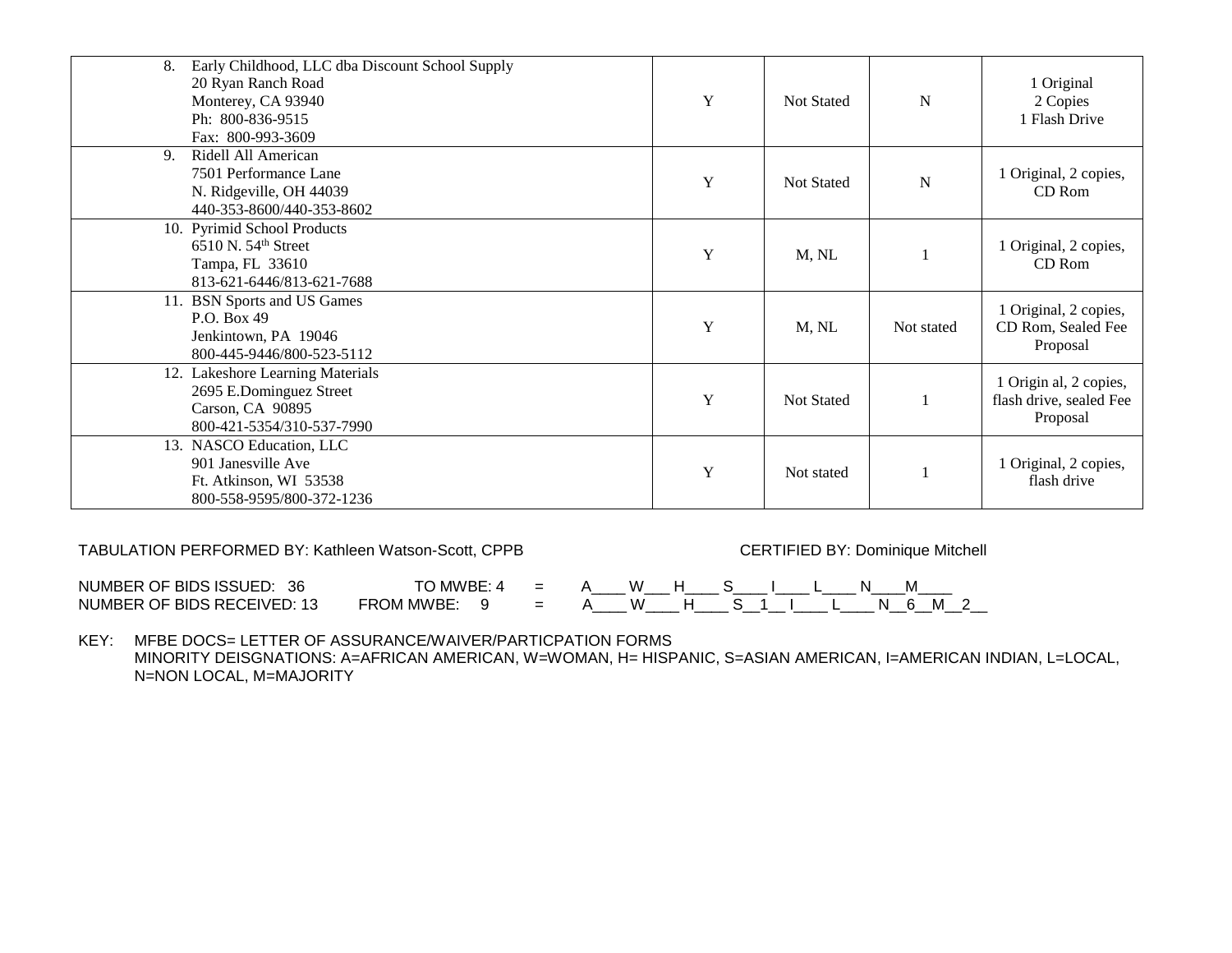| | | | | |
|---|---|---|---|---|
| 8. Early Childhood, LLC dba Discount School Supply<br>20 Ryan Ranch Road<br>Monterey, CA 93940<br>Ph: 800-836-9515<br>Fax: 800-993-3609 | Y | Not Stated | N | 1 Original<br>2 Copies<br>1 Flash Drive |
| 9. Ridell All American<br>7501 Performance Lane<br>N. Ridgeville, OH 44039<br>440-353-8600/440-353-8602 | Y | Not Stated | N | 1 Original, 2 copies, CD Rom |
| 10. Pyrimid School Products<br>6510 N. 54th Street<br>Tampa, FL 33610<br>813-621-6446/813-621-7688 | Y | M, NL | 1 | 1 Original, 2 copies, CD Rom |
| 11. BSN Sports and US Games<br>P.O. Box 49<br>Jenkintown, PA 19046<br>800-445-9446/800-523-5112 | Y | M, NL | Not stated | 1 Original, 2 copies, CD Rom, Sealed Fee Proposal |
| 12. Lakeshore Learning Materials<br>2695 E.Dominguez Street<br>Carson, CA 90895<br>800-421-5354/310-537-7990 | Y | Not Stated | 1 | 1 Origin al, 2 copies, flash drive, sealed Fee Proposal |
| 13. NASCO Education, LLC<br>901 Janesville Ave<br>Ft. Atkinson, WI 53538<br>800-558-9595/800-372-1236 | Y | Not stated | 1 | 1 Original, 2 copies, flash drive |

TABULATION PERFORMED BY: Kathleen Watson-Scott, CPPB CERTIFIED BY: Dominique Mitchell

NUMBER OF BIDS ISSUED: 36 TO MWBE: 4 = A____ W___ H____ S____ I____ L____ N____M____
NUMBER OF BIDS RECEIVED: 13 FROM MWBE: 9 = A____ W____ H____ S__1__ I____ L____ N__6__M__2__

KEY: MFBE DOCS= LETTER OF ASSURANCE/WAIVER/PARTICPATION FORMS
MINORITY DEISGNATIONS: A=AFRICAN AMERICAN, W=WOMAN, H= HISPANIC, S=ASIAN AMERICAN, I=AMERICAN INDIAN, L=LOCAL, N=NON LOCAL, M=MAJORITY